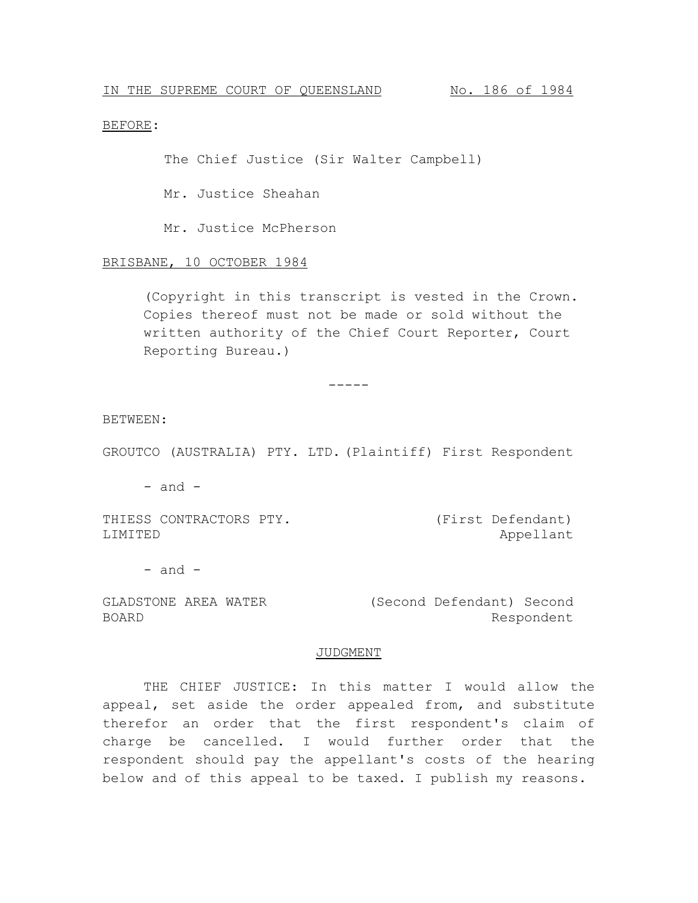<u>IN THE SUPREME COURT OF QUEENSLAND</u> <u>No. 186 of 1984</u>

<u>BEFORE</u>:

The Chief Justice (Sir Walter Campbell)

Mr. Justice Sheahan

Mr. Justice McPherson

<u>BRISBANE, 10 OCTOBER 1984</u>

(Copyright in this transcript is vested in the Crown. Copies thereof must not be made or sold without the written authority of the Chief Court Reporter, Court Reporting Bureau.)

-----

BETWEEN:

GROUTCO (AUSTRALIA) PTY. LTD. (Plaintiff) First Respondent

- and -

THIESS CONTRACTORS PTY. LIMITED (First Defendant) Appellant

- and -

GLADSTONE AREA WATER BOARD (Second Defendant) Second Respondent

<u>JUDGMENT</u>

THE CHIEF JUSTICE: In this matter I would allow the appeal, set aside the order appealed from, and substitute therefor an order that the first respondent's claim of charge be cancelled. I would further order that the respondent should pay the appellant's costs of the hearing below and of this appeal to be taxed. I publish my reasons.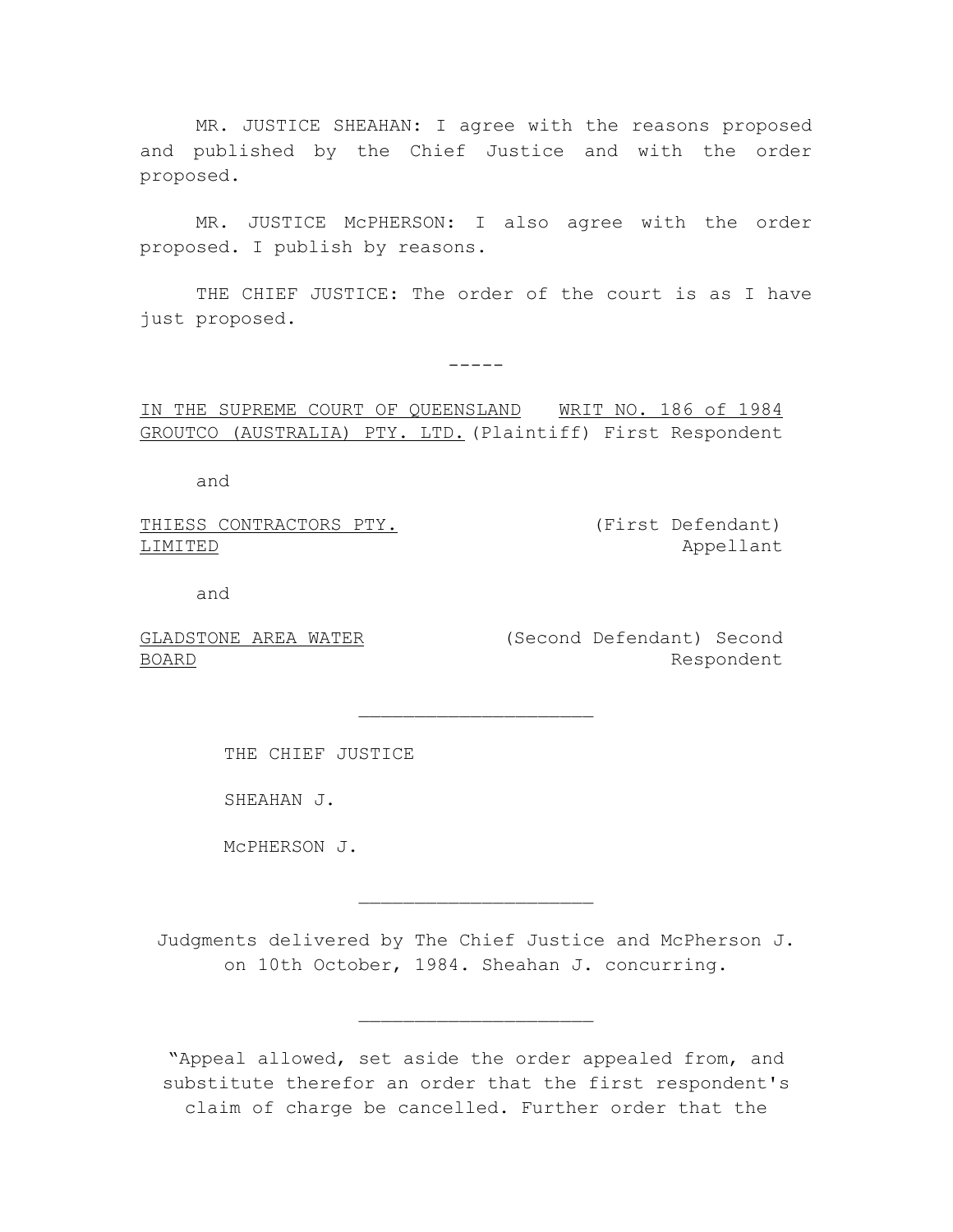MR. JUSTICE SHEAHAN: I agree with the reasons proposed and published by the Chief Justice and with the order proposed.

MR. JUSTICE McPHERSON: I also agree with the order proposed. I publish by reasons.

THE CHIEF JUSTICE: The order of the court is as I have just proposed.

-----

IN THE SUPREME COURT OF QUEENSLAND WRIT NO. 186 of 1984

GROUTCO (AUSTRALIA) PTY. LTD. (Plaintiff) First Respondent

and

THIESS CONTRACTORS PTY. LIMITED (First Defendant) Appellant

and

GLADSTONE AREA WATER BOARD (Second Defendant) Second Respondent

---

THE CHIEF JUSTICE

SHEAHAN J.

McPHERSON J.

---

Judgments delivered by The Chief Justice and McPherson J. on 10th October, 1984. Sheahan J. concurring.

---

"Appeal allowed, set aside the order appealed from, and substitute therefor an order that the first respondent's claim of charge be cancelled. Further order that the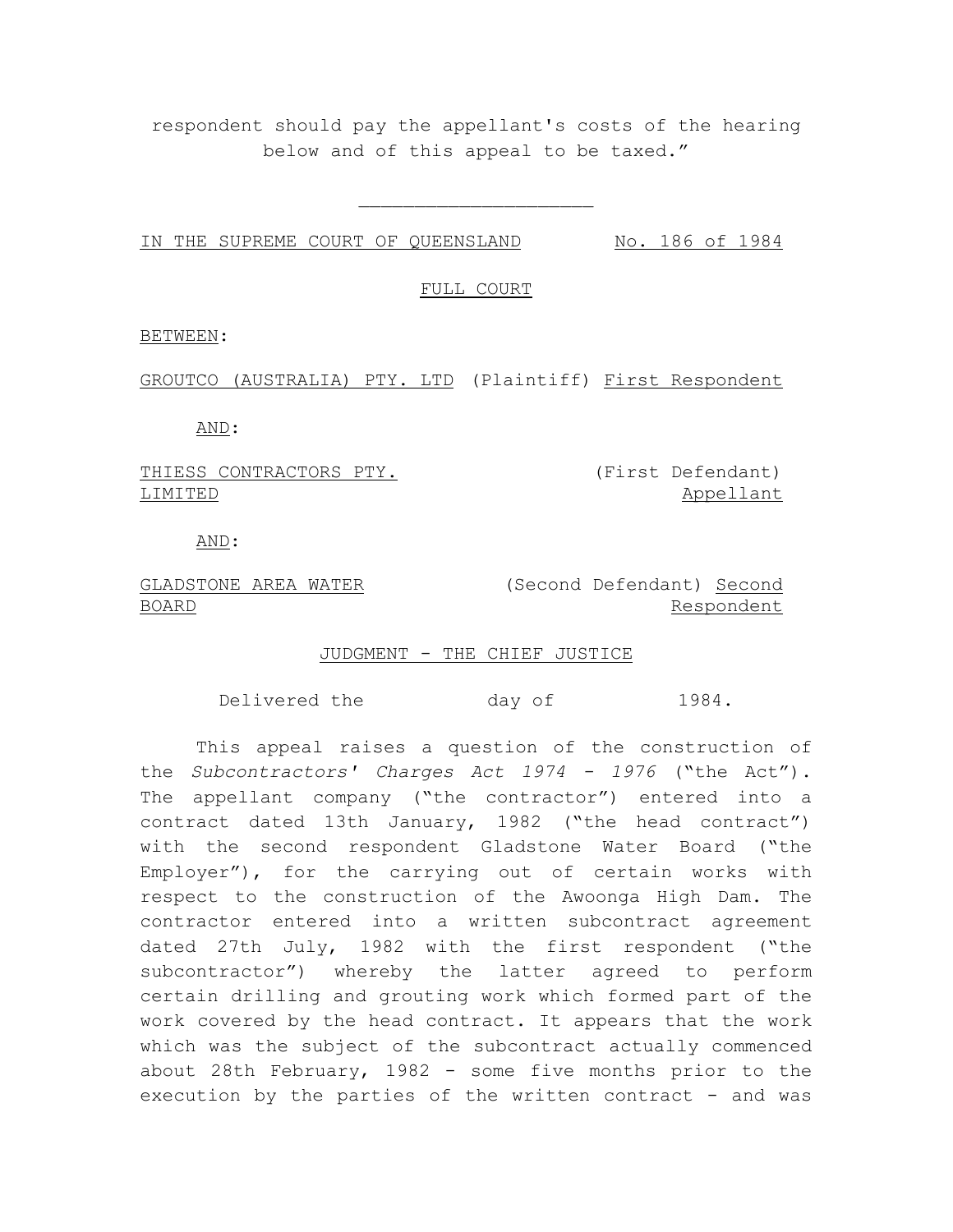respondent should pay the appellant's costs of the hearing below and of this appeal to be taxed."

---

IN THE SUPREME COURT OF QUEENSLAND No. 186 of 1984

FULL COURT

BETWEEN:

GROUTCO (AUSTRALIA) PTY. LTD (Plaintiff) First Respondent

AND:

THIESS CONTRACTORS PTY. LIMITED (First Defendant) Appellant

AND:

GLADSTONE AREA WATER BOARD (Second Defendant) Second Respondent

JUDGMENT - THE CHIEF JUSTICE

Delivered the day of 1984.

This appeal raises a question of the construction of the *Subcontractors' Charges Act 1974 - 1976* ("the Act"). The appellant company ("the contractor") entered into a contract dated 13th January, 1982 ("the head contract") with the second respondent Gladstone Water Board ("the Employer"), for the carrying out of certain works with respect to the construction of the Awoonga High Dam. The contractor entered into a written subcontract agreement dated 27th July, 1982 with the first respondent ("the subcontractor") whereby the latter agreed to perform certain drilling and grouting work which formed part of the work covered by the head contract. It appears that the work which was the subject of the subcontract actually commenced about 28th February, 1982 - some five months prior to the execution by the parties of the written contract - and was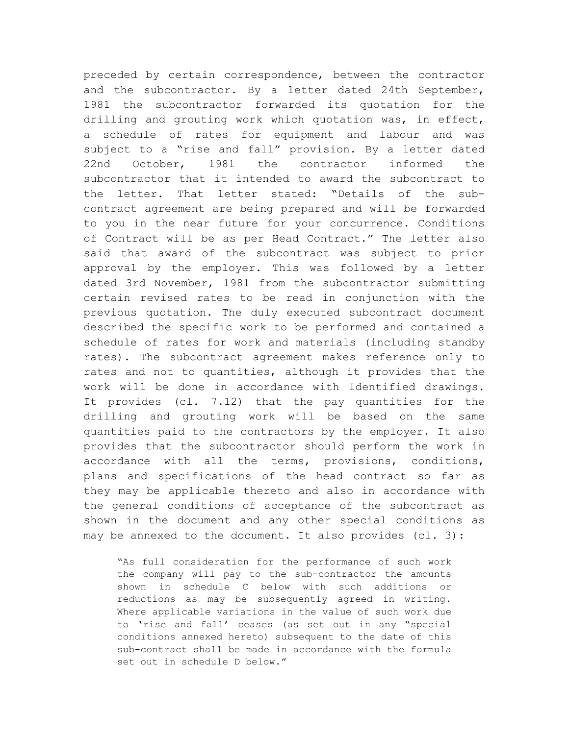preceded by certain correspondence, between the contractor and the subcontractor. By a letter dated 24th September, 1981 the subcontractor forwarded its quotation for the drilling and grouting work which quotation was, in effect, a schedule of rates for equipment and labour and was subject to a "rise and fall" provision. By a letter dated 22nd October, 1981 the contractor informed the subcontractor that it intended to award the subcontract to the letter. That letter stated: "Details of the sub-contract agreement are being prepared and will be forwarded to you in the near future for your concurrence. Conditions of Contract will be as per Head Contract." The letter also said that award of the subcontract was subject to prior approval by the employer. This was followed by a letter dated 3rd November, 1981 from the subcontractor submitting certain revised rates to be read in conjunction with the previous quotation. The duly executed subcontract document described the specific work to be performed and contained a schedule of rates for work and materials (including standby rates). The subcontract agreement makes reference only to rates and not to quantities, although it provides that the work will be done in accordance with Identified drawings. It provides (cl. 7.12) that the pay quantities for the drilling and grouting work will be based on the same quantities paid to the contractors by the employer. It also provides that the subcontractor should perform the work in accordance with all the terms, provisions, conditions, plans and specifications of the head contract so far as they may be applicable thereto and also in accordance with the general conditions of acceptance of the subcontract as shown in the document and any other special conditions as may be annexed to the document. It also provides (cl. 3):

> "As full consideration for the performance of such work the company will pay to the sub-contractor the amounts shown in schedule C below with such additions or reductions as may be subsequently agreed in writing. Where applicable variations in the value of such work due to 'rise and fall' ceases (as set out in any "special conditions annexed hereto) subsequent to the date of this sub-contract shall be made in accordance with the formula set out in schedule D below."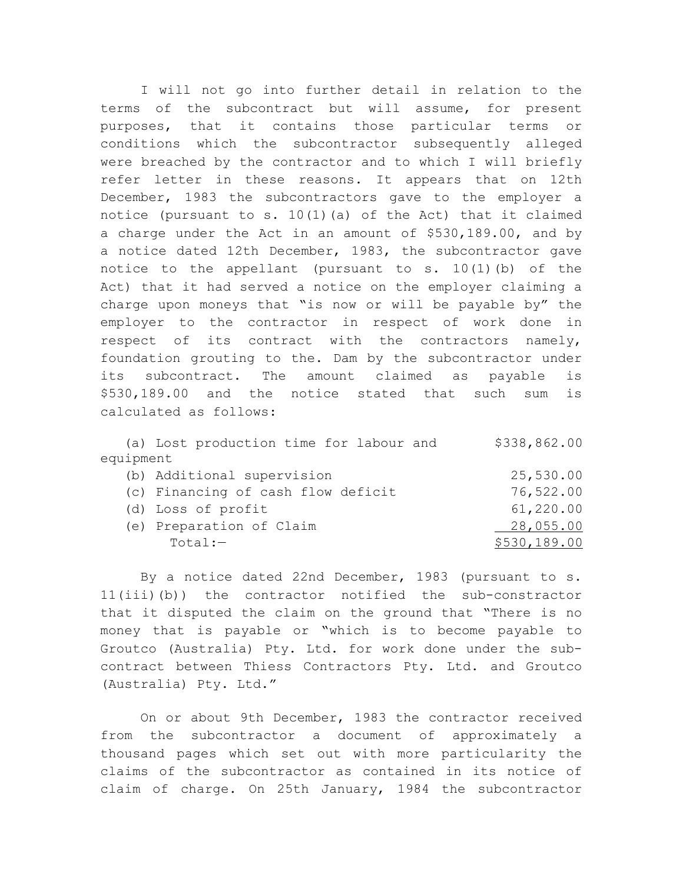I will not go into further detail in relation to the terms of the subcontract but will assume, for present purposes, that it contains those particular terms or conditions which the subcontractor subsequently alleged were breached by the contractor and to which I will briefly refer letter in these reasons. It appears that on 12th December, 1983 the subcontractors gave to the employer a notice (pursuant to s. 10(1)(a) of the Act) that it claimed a charge under the Act in an amount of $530,189.00, and by a notice dated 12th December, 1983, the subcontractor gave notice to the appellant (pursuant to s. 10(1)(b) of the Act) that it had served a notice on the employer claiming a charge upon moneys that "is now or will be payable by" the employer to the contractor in respect of work done in respect of its contract with the contractors namely, foundation grouting to the. Dam by the subcontractor under its subcontract. The amount claimed as payable is $530,189.00 and the notice stated that such sum is calculated as follows:

| | |
|---|---:|
| (a) Lost production time for labour and equipment | $338,862.00 |
| (b) Additional supervision | 25,530.00 |
| (c) Financing of cash flow deficit | 76,522.00 |
| (d) Loss of profit | 61,220.00 |
| (e) Preparation of Claim | 28,055.00 |
| Total:— | $530,189.00 |

By a notice dated 22nd December, 1983 (pursuant to s. 11(iii)(b)) the contractor notified the sub-constractor that it disputed the claim on the ground that "There is no money that is payable or "which is to become payable to Groutco (Australia) Pty. Ltd. for work done under the sub-contract between Thiess Contractors Pty. Ltd. and Groutco (Australia) Pty. Ltd."

On or about 9th December, 1983 the contractor received from the subcontractor a document of approximately a thousand pages which set out with more particularity the claims of the subcontractor as contained in its notice of claim of charge. On 25th January, 1984 the subcontractor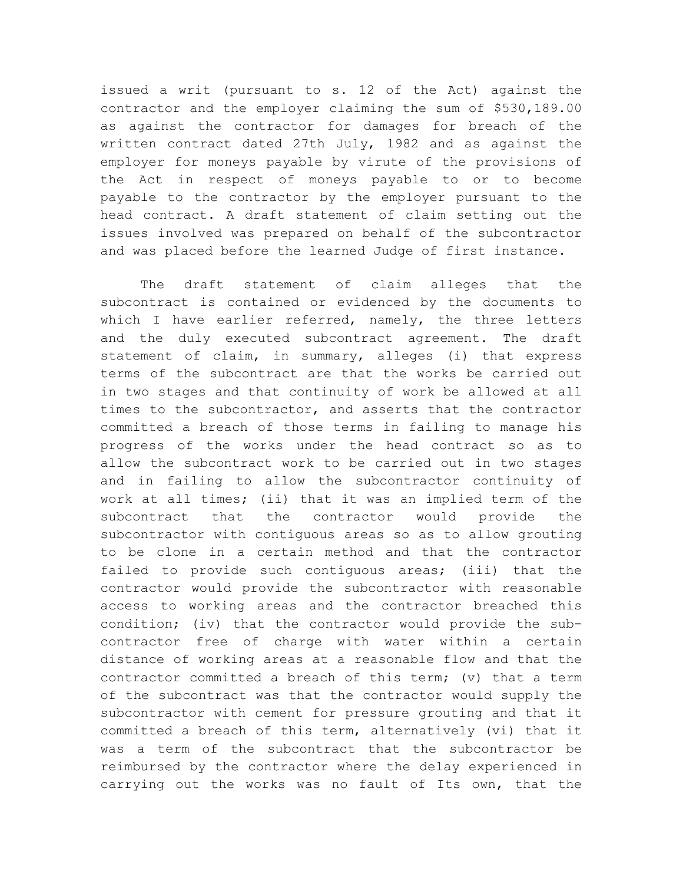issued a writ (pursuant to s. 12 of the Act) against the contractor and the employer claiming the sum of $530,189.00 as against the contractor for damages for breach of the written contract dated 27th July, 1982 and as against the employer for moneys payable by virute of the provisions of the Act in respect of moneys payable to or to become payable to the contractor by the employer pursuant to the head contract. A draft statement of claim setting out the issues involved was prepared on behalf of the subcontractor and was placed before the learned Judge of first instance.

The draft statement of claim alleges that the subcontract is contained or evidenced by the documents to which I have earlier referred, namely, the three letters and the duly executed subcontract agreement. The draft statement of claim, in summary, alleges (i) that express terms of the subcontract are that the works be carried out in two stages and that continuity of work be allowed at all times to the subcontractor, and asserts that the contractor committed a breach of those terms in failing to manage his progress of the works under the head contract so as to allow the subcontract work to be carried out in two stages and in failing to allow the subcontractor continuity of work at all times; (ii) that it was an implied term of the subcontract that the contractor would provide the subcontractor with contiguous areas so as to allow grouting to be clone in a certain method and that the contractor failed to provide such contiguous areas; (iii) that the contractor would provide the subcontractor with reasonable access to working areas and the contractor breached this condition; (iv) that the contractor would provide the sub-contractor free of charge with water within a certain distance of working areas at a reasonable flow and that the contractor committed a breach of this term; (v) that a term of the subcontract was that the contractor would supply the subcontractor with cement for pressure grouting and that it committed a breach of this term, alternatively (vi) that it was a term of the subcontract that the subcontractor be reimbursed by the contractor where the delay experienced in carrying out the works was no fault of Its own, that the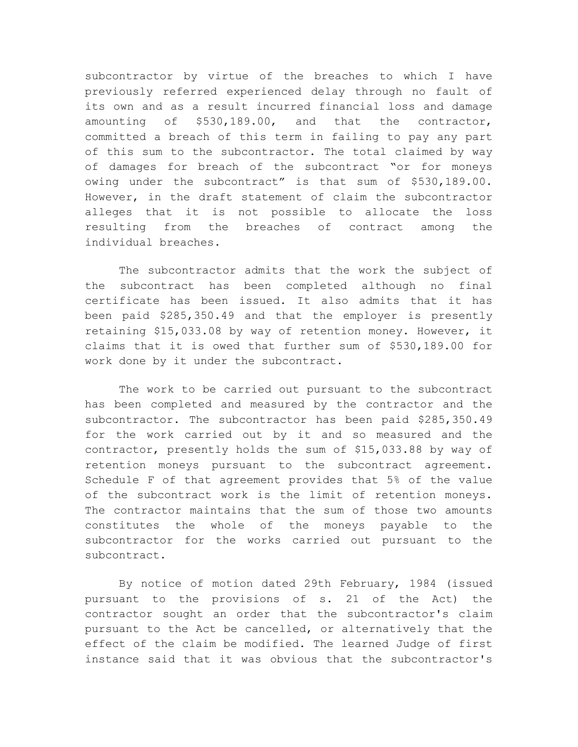subcontractor by virtue of the breaches to which I have previously referred experienced delay through no fault of its own and as a result incurred financial loss and damage amounting of $530,189.00, and that the contractor, committed a breach of this term in failing to pay any part of this sum to the subcontractor. The total claimed by way of damages for breach of the subcontract "or for moneys owing under the subcontract" is that sum of $530,189.00. However, in the draft statement of claim the subcontractor alleges that it is not possible to allocate the loss resulting from the breaches of contract among the individual breaches.

The subcontractor admits that the work the subject of the subcontract has been completed although no final certificate has been issued. It also admits that it has been paid $285,350.49 and that the employer is presently retaining $15,033.08 by way of retention money. However, it claims that it is owed that further sum of $530,189.00 for work done by it under the subcontract.

The work to be carried out pursuant to the subcontract has been completed and measured by the contractor and the subcontractor. The subcontractor has been paid $285,350.49 for the work carried out by it and so measured and the contractor, presently holds the sum of $15,033.88 by way of retention moneys pursuant to the subcontract agreement. Schedule F of that agreement provides that 5% of the value of the subcontract work is the limit of retention moneys. The contractor maintains that the sum of those two amounts constitutes the whole of the moneys payable to the subcontractor for the works carried out pursuant to the subcontract.

By notice of motion dated 29th February, 1984 (issued pursuant to the provisions of s. 21 of the Act) the contractor sought an order that the subcontractor's claim pursuant to the Act be cancelled, or alternatively that the effect of the claim be modified. The learned Judge of first instance said that it was obvious that the subcontractor's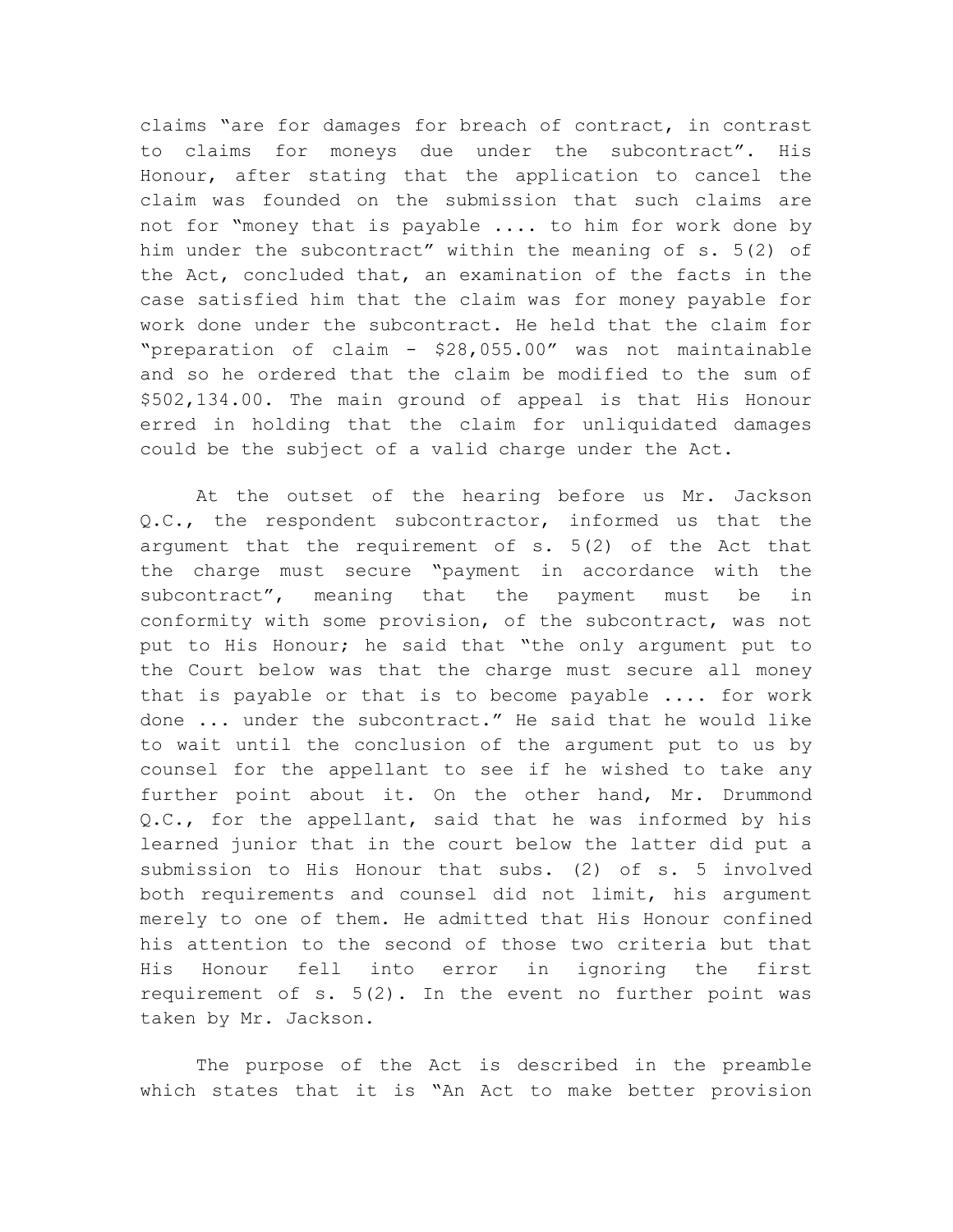claims "are for damages for breach of contract, in contrast to claims for moneys due under the subcontract". His Honour, after stating that the application to cancel the claim was founded on the submission that such claims are not for "money that is payable .... to him for work done by him under the subcontract" within the meaning of s. 5(2) of the Act, concluded that, an examination of the facts in the case satisfied him that the claim was for money payable for work done under the subcontract. He held that the claim for "preparation of claim - $28,055.00" was not maintainable and so he ordered that the claim be modified to the sum of $502,134.00. The main ground of appeal is that His Honour erred in holding that the claim for unliquidated damages could be the subject of a valid charge under the Act.

At the outset of the hearing before us Mr. Jackson Q.C., the respondent subcontractor, informed us that the argument that the requirement of s. 5(2) of the Act that the charge must secure "payment in accordance with the subcontract", meaning that the payment must be in conformity with some provision, of the subcontract, was not put to His Honour; he said that "the only argument put to the Court below was that the charge must secure all money that is payable or that is to become payable .... for work done ... under the subcontract." He said that he would like to wait until the conclusion of the argument put to us by counsel for the appellant to see if he wished to take any further point about it. On the other hand, Mr. Drummond Q.C., for the appellant, said that he was informed by his learned junior that in the court below the latter did put a submission to His Honour that subs. (2) of s. 5 involved both requirements and counsel did not limit, his argument merely to one of them. He admitted that His Honour confined his attention to the second of those two criteria but that His Honour fell into error in ignoring the first requirement of s. 5(2). In the event no further point was taken by Mr. Jackson.

The purpose of the Act is described in the preamble which states that it is "An Act to make better provision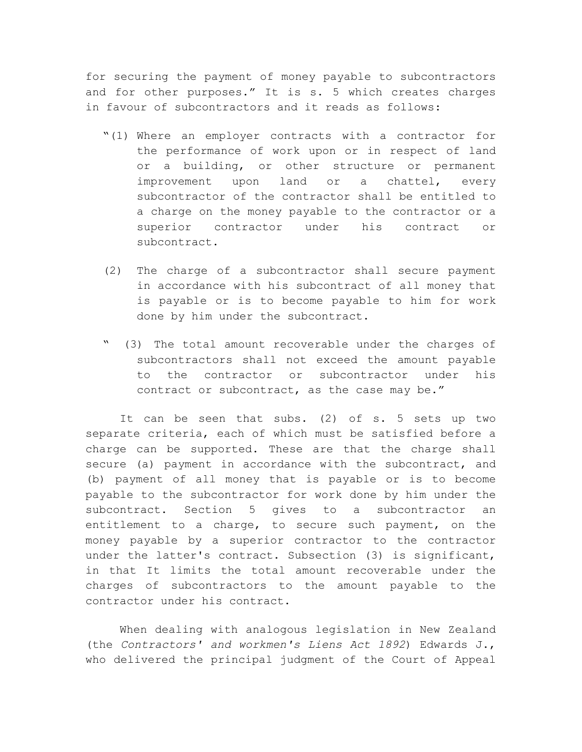for securing the payment of money payable to subcontractors and for other purposes." It is s. 5 which creates charges in favour of subcontractors and it reads as follows:

> "(1) Where an employer contracts with a contractor for the performance of work upon or in respect of land or a building, or other structure or permanent improvement upon land or a chattel, every subcontractor of the contractor shall be entitled to a charge on the money payable to the contractor or a superior contractor under his contract or subcontract.
>
> (2) The charge of a subcontractor shall secure payment in accordance with his subcontract of all money that is payable or is to become payable to him for work done by him under the subcontract.
>
> " (3) The total amount recoverable under the charges of subcontractors shall not exceed the amount payable to the contractor or subcontractor under his contract or subcontract, as the case may be."

It can be seen that subs. (2) of s. 5 sets up two separate criteria, each of which must be satisfied before a charge can be supported. These are that the charge shall secure (a) payment in accordance with the subcontract, and (b) payment of all money that is payable or is to become payable to the subcontractor for work done by him under the subcontract. Section 5 gives to a subcontractor an entitlement to a charge, to secure such payment, on the money payable by a superior contractor to the contractor under the latter's contract. Subsection (3) is significant, in that It limits the total amount recoverable under the charges of subcontractors to the amount payable to the contractor under his contract.

When dealing with analogous legislation in New Zealand (the *Contractors' and workmen's Liens Act 1892*) Edwards J., who delivered the principal judgment of the Court of Appeal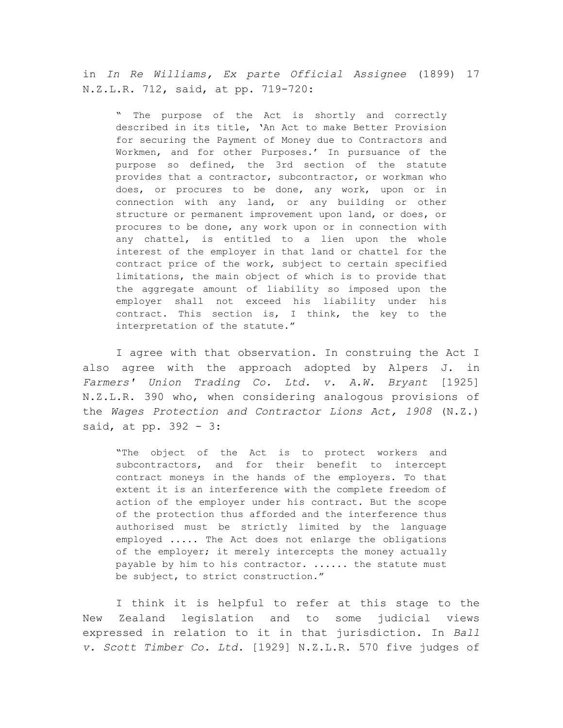in *In Re Williams, Ex parte Official Assignee* (1899) 17 N.Z.L.R. 712, said, at pp. 719-720:

> " The purpose of the Act is shortly and correctly described in its title, 'An Act to make Better Provision for securing the Payment of Money due to Contractors and Workmen, and for other Purposes.' In pursuance of the purpose so defined, the 3rd section of the statute provides that a contractor, subcontractor, or workman who does, or procures to be done, any work, upon or in connection with any land, or any building or other structure or permanent improvement upon land, or does, or procures to be done, any work upon or in connection with any chattel, is entitled to a lien upon the whole interest of the employer in that land or chattel for the contract price of the work, subject to certain specified limitations, the main object of which is to provide that the aggregate amount of liability so imposed upon the employer shall not exceed his liability under his contract. This section is, I think, the key to the interpretation of the statute."

I agree with that observation. In construing the Act I also agree with the approach adopted by Alpers J. in *Farmers' Union Trading Co. Ltd. v. A.W. Bryant* [1925] N.Z.L.R. 390 who, when considering analogous provisions of the *Wages Protection and Contractor Lions Act, 1908* (N.Z.) said, at pp. 392 - 3:

> "The object of the Act is to protect workers and subcontractors, and for their benefit to intercept contract moneys in the hands of the employers. To that extent it is an interference with the complete freedom of action of the employer under his contract. But the scope of the protection thus afforded and the interference thus authorised must be strictly limited by the language employed ..... The Act does not enlarge the obligations of the employer; it merely intercepts the money actually payable by him to his contractor. ...... the statute must be subject, to strict construction."

I think it is helpful to refer at this stage to the New Zealand legislation and to some judicial views expressed in relation to it in that jurisdiction. In *Ball v. Scott Timber Co. Ltd.* [1929] N.Z.L.R. 570 five judges of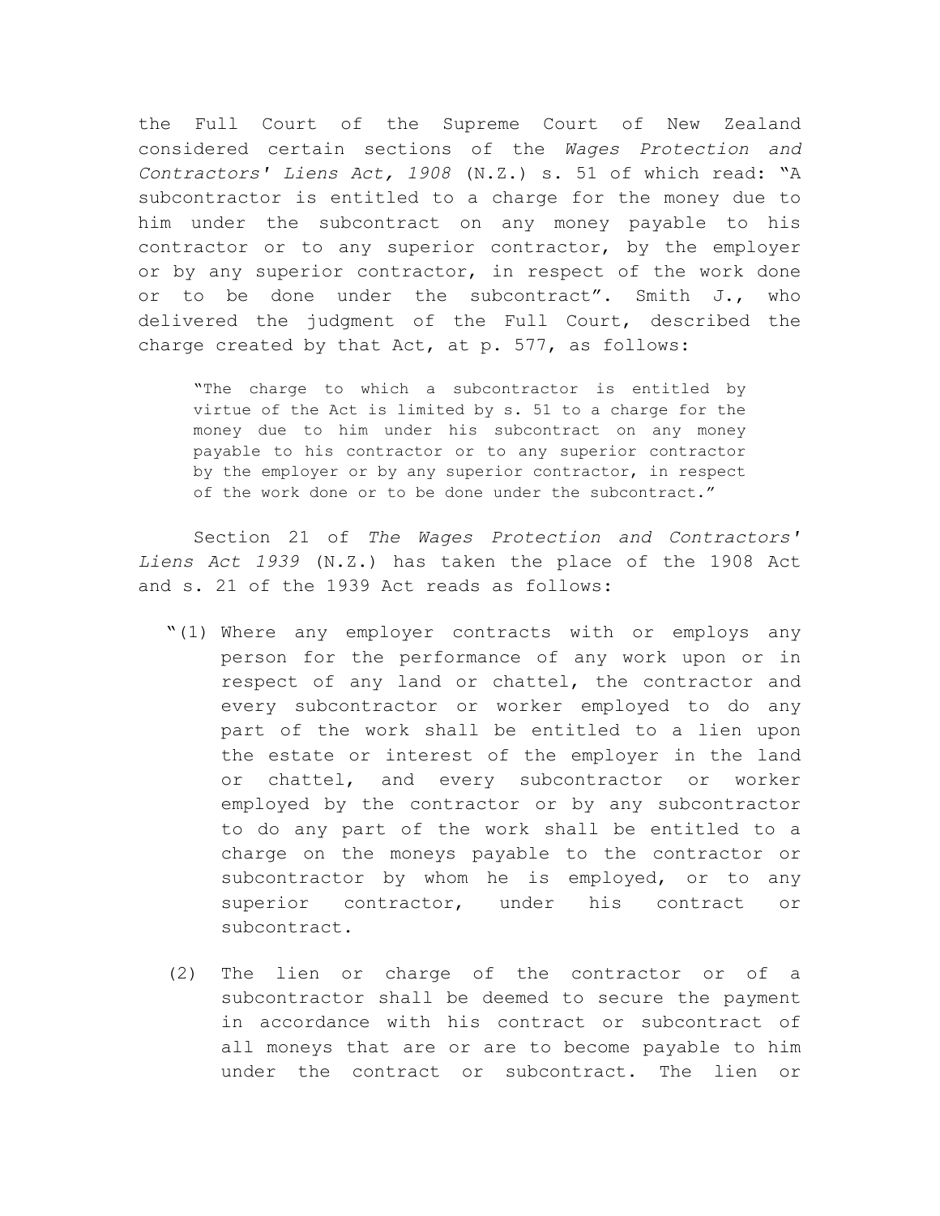the Full Court of the Supreme Court of New Zealand considered certain sections of the *Wages Protection and Contractors' Liens Act, 1908* (N.Z.) s. 51 of which read: "A subcontractor is entitled to a charge for the money due to him under the subcontract on any money payable to his contractor or to any superior contractor, by the employer or by any superior contractor, in respect of the work done or to be done under the subcontract". Smith J., who delivered the judgment of the Full Court, described the charge created by that Act, at p. 577, as follows:

> "The charge to which a subcontractor is entitled by virtue of the Act is limited by s. 51 to a charge for the money due to him under his subcontract on any money payable to his contractor or to any superior contractor by the employer or by any superior contractor, in respect of the work done or to be done under the subcontract."

Section 21 of *The Wages Protection and Contractors' Liens Act 1939* (N.Z.) has taken the place of the 1908 Act and s. 21 of the 1939 Act reads as follows:

> "(1) Where any employer contracts with or employs any person for the performance of any work upon or in respect of any land or chattel, the contractor and every subcontractor or worker employed to do any part of the work shall be entitled to a lien upon the estate or interest of the employer in the land or chattel, and every subcontractor or worker employed by the contractor or by any subcontractor to do any part of the work shall be entitled to a charge on the moneys payable to the contractor or subcontractor by whom he is employed, or to any superior contractor, under his contract or subcontract.
>
> (2) The lien or charge of the contractor or of a subcontractor shall be deemed to secure the payment in accordance with his contract or subcontract of all moneys that are or are to become payable to him under the contract or subcontract. The lien or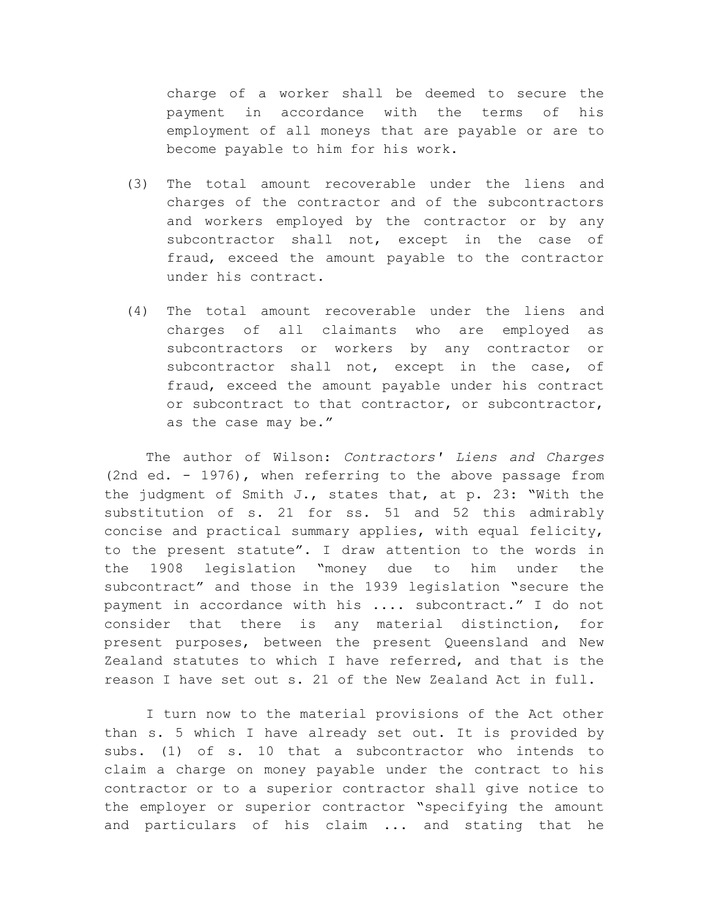charge of a worker shall be deemed to secure the payment in accordance with the terms of his employment of all moneys that are payable or are to become payable to him for his work.

(3) The total amount recoverable under the liens and charges of the contractor and of the subcontractors and workers employed by the contractor or by any subcontractor shall not, except in the case of fraud, exceed the amount payable to the contractor under his contract.

(4) The total amount recoverable under the liens and charges of all claimants who are employed as subcontractors or workers by any contractor or subcontractor shall not, except in the case, of fraud, exceed the amount payable under his contract or subcontract to that contractor, or subcontractor, as the case may be."

The author of Wilson: *Contractors' Liens and Charges* (2nd ed. - 1976), when referring to the above passage from the judgment of Smith J., states that, at p. 23: "With the substitution of s. 21 for ss. 51 and 52 this admirably concise and practical summary applies, with equal felicity, to the present statute". I draw attention to the words in the 1908 legislation "money due to him under the subcontract" and those in the 1939 legislation "secure the payment in accordance with his .... subcontract." I do not consider that there is any material distinction, for present purposes, between the present Queensland and New Zealand statutes to which I have referred, and that is the reason I have set out s. 21 of the New Zealand Act in full.

I turn now to the material provisions of the Act other than s. 5 which I have already set out. It is provided by subs. (1) of s. 10 that a subcontractor who intends to claim a charge on money payable under the contract to his contractor or to a superior contractor shall give notice to the employer or superior contractor "specifying the amount and particulars of his claim ... and stating that he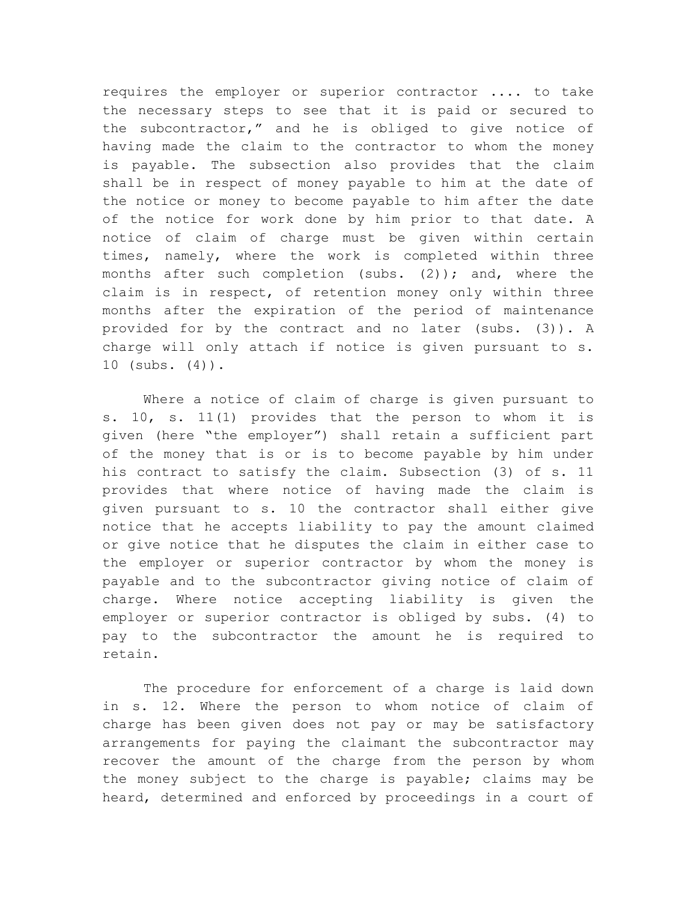requires the employer or superior contractor .... to take the necessary steps to see that it is paid or secured to the subcontractor," and he is obliged to give notice of having made the claim to the contractor to whom the money is payable. The subsection also provides that the claim shall be in respect of money payable to him at the date of the notice or money to become payable to him after the date of the notice for work done by him prior to that date. A notice of claim of charge must be given within certain times, namely, where the work is completed within three months after such completion (subs. (2)); and, where the claim is in respect, of retention money only within three months after the expiration of the period of maintenance provided for by the contract and no later (subs. (3)). A charge will only attach if notice is given pursuant to s. 10 (subs. (4)).

Where a notice of claim of charge is given pursuant to s. 10, s. 11(1) provides that the person to whom it is given (here "the employer") shall retain a sufficient part of the money that is or is to become payable by him under his contract to satisfy the claim. Subsection (3) of s. 11 provides that where notice of having made the claim is given pursuant to s. 10 the contractor shall either give notice that he accepts liability to pay the amount claimed or give notice that he disputes the claim in either case to the employer or superior contractor by whom the money is payable and to the subcontractor giving notice of claim of charge. Where notice accepting liability is given the employer or superior contractor is obliged by subs. (4) to pay to the subcontractor the amount he is required to retain.

The procedure for enforcement of a charge is laid down in s. 12. Where the person to whom notice of claim of charge has been given does not pay or may be satisfactory arrangements for paying the claimant the subcontractor may recover the amount of the charge from the person by whom the money subject to the charge is payable; claims may be heard, determined and enforced by proceedings in a court of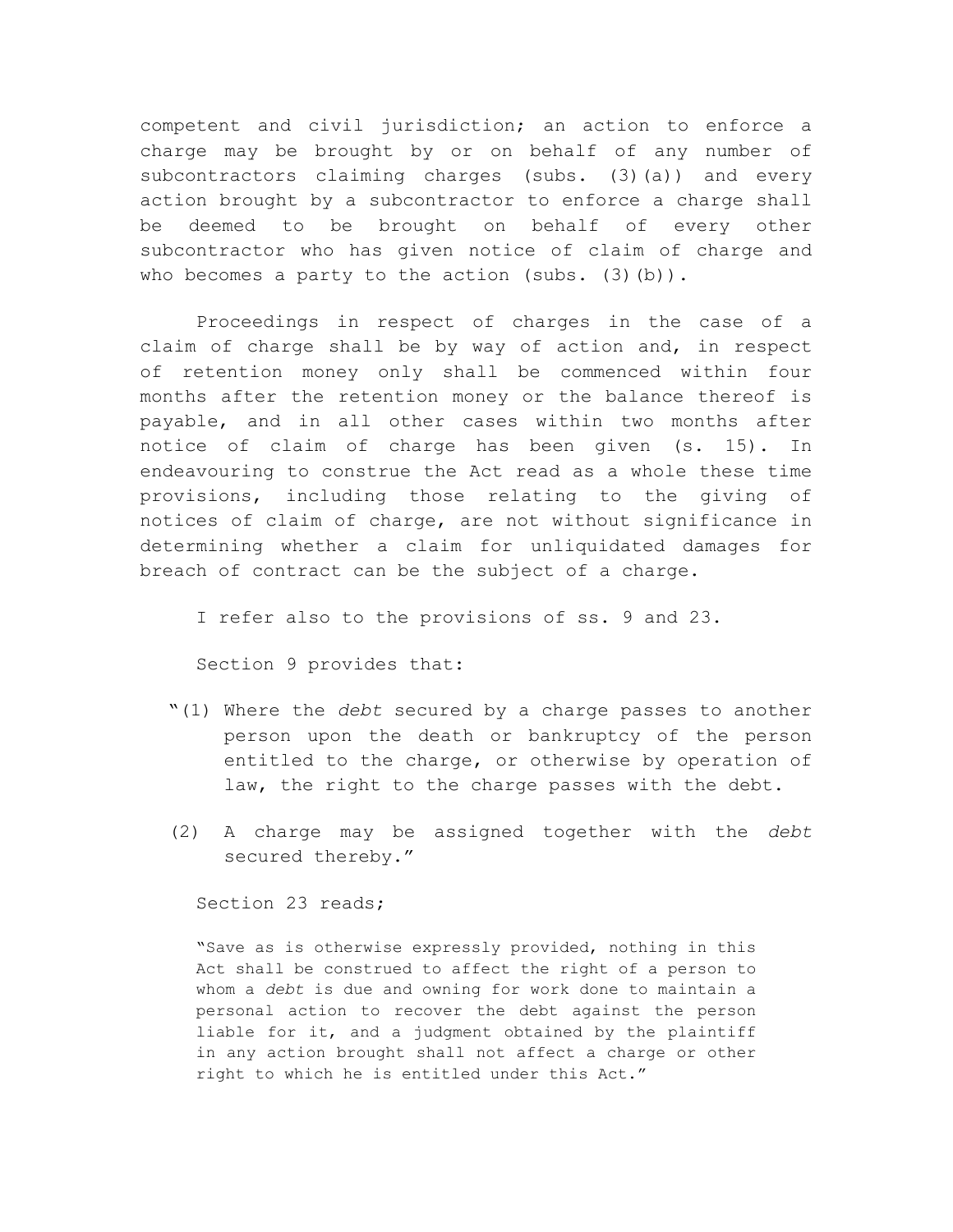competent and civil jurisdiction; an action to enforce a charge may be brought by or on behalf of any number of subcontractors claiming charges (subs. (3)(a)) and every action brought by a subcontractor to enforce a charge shall be deemed to be brought on behalf of every other subcontractor who has given notice of claim of charge and who becomes a party to the action (subs. (3)(b)).

Proceedings in respect of charges in the case of a claim of charge shall be by way of action and, in respect of retention money only shall be commenced within four months after the retention money or the balance thereof is payable, and in all other cases within two months after notice of claim of charge has been given (s. 15). In endeavouring to construe the Act read as a whole these time provisions, including those relating to the giving of notices of claim of charge, are not without significance in determining whether a claim for unliquidated damages for breach of contract can be the subject of a charge.

I refer also to the provisions of ss. 9 and 23.

Section 9 provides that:

"(1) Where the *debt* secured by a charge passes to another person upon the death or bankruptcy of the person entitled to the charge, or otherwise by operation of law, the right to the charge passes with the debt.

(2) A charge may be assigned together with the *debt* secured thereby."

Section 23 reads;

> "Save as is otherwise expressly provided, nothing in this Act shall be construed to affect the right of a person to whom a *debt* is due and owning for work done to maintain a personal action to recover the debt against the person liable for it, and a judgment obtained by the plaintiff in any action brought shall not affect a charge or other right to which he is entitled under this Act."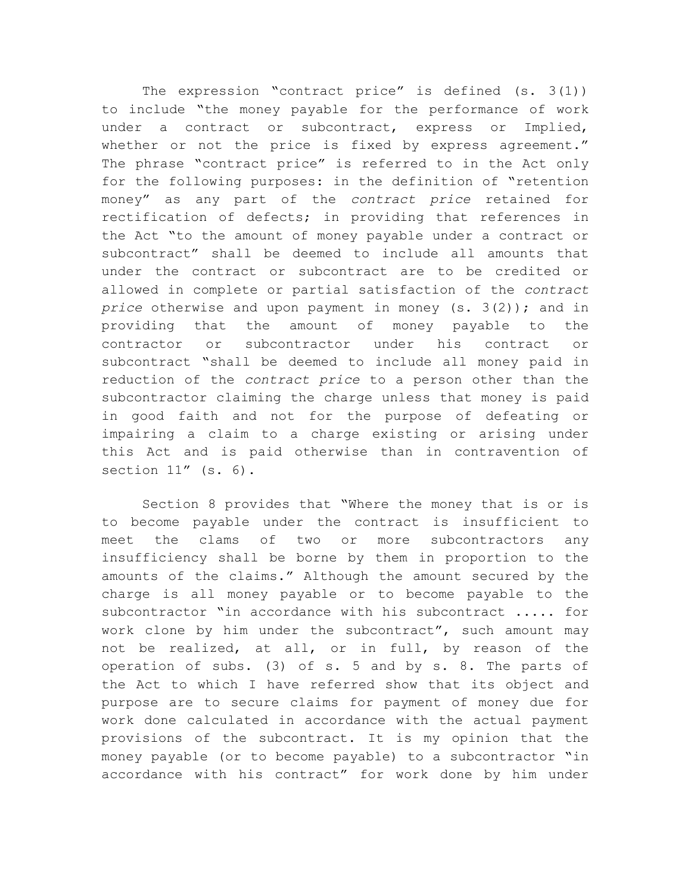The expression "contract price" is defined (s. 3(1)) to include "the money payable for the performance of work under a contract or subcontract, express or Implied, whether or not the price is fixed by express agreement." The phrase "contract price" is referred to in the Act only for the following purposes: in the definition of "retention money" as any part of the *contract price* retained for rectification of defects; in providing that references in the Act "to the amount of money payable under a contract or subcontract" shall be deemed to include all amounts that under the contract or subcontract are to be credited or allowed in complete or partial satisfaction of the *contract price* otherwise and upon payment in money (s. 3(2)); and in providing that the amount of money payable to the contractor or subcontractor under his contract or subcontract "shall be deemed to include all money paid in reduction of the *contract price* to a person other than the subcontractor claiming the charge unless that money is paid in good faith and not for the purpose of defeating or impairing a claim to a charge existing or arising under this Act and is paid otherwise than in contravention of section 11" (s. 6).

Section 8 provides that "Where the money that is or is to become payable under the contract is insufficient to meet the clams of two or more subcontractors any insufficiency shall be borne by them in proportion to the amounts of the claims." Although the amount secured by the charge is all money payable or to become payable to the subcontractor "in accordance with his subcontract ..... for work clone by him under the subcontract", such amount may not be realized, at all, or in full, by reason of the operation of subs. (3) of s. 5 and by s. 8. The parts of the Act to which I have referred show that its object and purpose are to secure claims for payment of money due for work done calculated in accordance with the actual payment provisions of the subcontract. It is my opinion that the money payable (or to become payable) to a subcontractor "in accordance with his contract" for work done by him under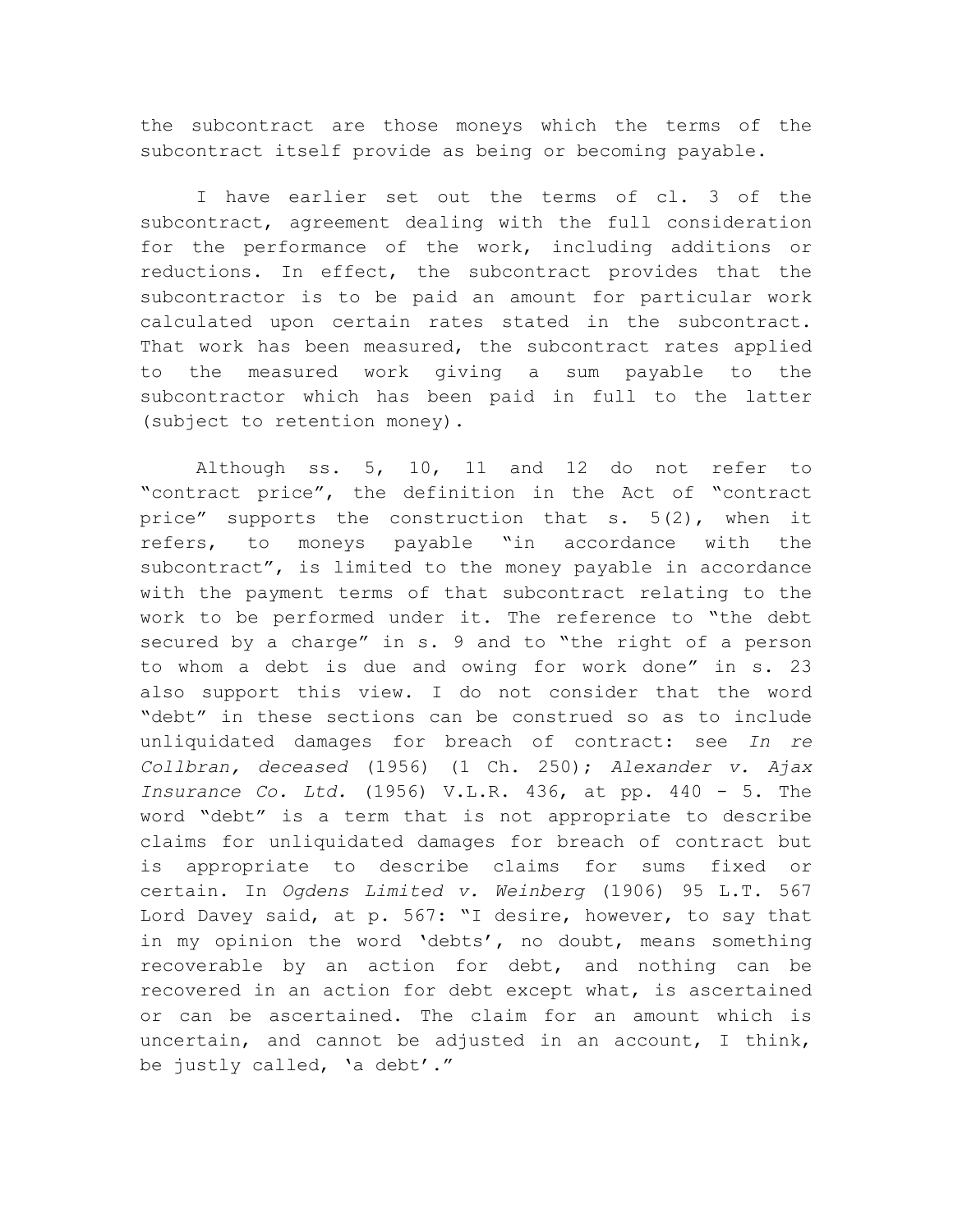the subcontract are those moneys which the terms of the subcontract itself provide as being or becoming payable.

I have earlier set out the terms of cl. 3 of the subcontract, agreement dealing with the full consideration for the performance of the work, including additions or reductions. In effect, the subcontract provides that the subcontractor is to be paid an amount for particular work calculated upon certain rates stated in the subcontract. That work has been measured, the subcontract rates applied to the measured work giving a sum payable to the subcontractor which has been paid in full to the latter (subject to retention money).

Although ss. 5, 10, 11 and 12 do not refer to "contract price", the definition in the Act of "contract price" supports the construction that s. 5(2), when it refers, to moneys payable "in accordance with the subcontract", is limited to the money payable in accordance with the payment terms of that subcontract relating to the work to be performed under it. The reference to "the debt secured by a charge" in s. 9 and to "the right of a person to whom a debt is due and owing for work done" in s. 23 also support this view. I do not consider that the word "debt" in these sections can be construed so as to include unliquidated damages for breach of contract: see *In re Collbran, deceased* (1956) (1 Ch. 250); *Alexander v. Ajax Insurance Co. Ltd.* (1956) V.L.R. 436, at pp. 440 - 5. The word "debt" is a term that is not appropriate to describe claims for unliquidated damages for breach of contract but is appropriate to describe claims for sums fixed or certain. In *Ogdens Limited v. Weinberg* (1906) 95 L.T. 567 Lord Davey said, at p. 567: "I desire, however, to say that in my opinion the word 'debts', no doubt, means something recoverable by an action for debt, and nothing can be recovered in an action for debt except what, is ascertained or can be ascertained. The claim for an amount which is uncertain, and cannot be adjusted in an account, I think, be justly called, 'a debt'."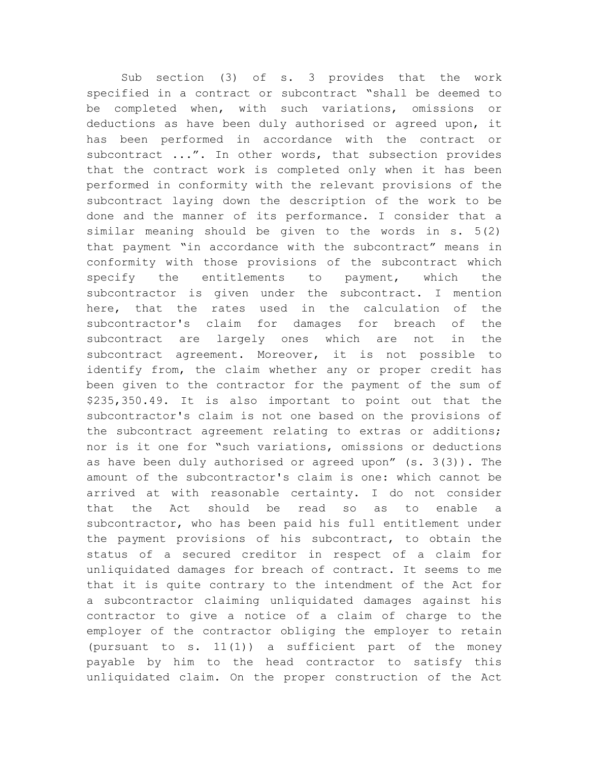Sub section (3) of s. 3 provides that the work specified in a contract or subcontract "shall be deemed to be completed when, with such variations, omissions or deductions as have been duly authorised or agreed upon, it has been performed in accordance with the contract or subcontract ...". In other words, that subsection provides that the contract work is completed only when it has been performed in conformity with the relevant provisions of the subcontract laying down the description of the work to be done and the manner of its performance. I consider that a similar meaning should be given to the words in s. 5(2) that payment "in accordance with the subcontract" means in conformity with those provisions of the subcontract which specify the entitlements to payment, which the subcontractor is given under the subcontract. I mention here, that the rates used in the calculation of the subcontractor's claim for damages for breach of the subcontract are largely ones which are not in the subcontract agreement. Moreover, it is not possible to identify from, the claim whether any or proper credit has been given to the contractor for the payment of the sum of $235,350.49. It is also important to point out that the subcontractor's claim is not one based on the provisions of the subcontract agreement relating to extras or additions; nor is it one for "such variations, omissions or deductions as have been duly authorised or agreed upon" (s. 3(3)). The amount of the subcontractor's claim is one: which cannot be arrived at with reasonable certainty. I do not consider that the Act should be read so as to enable a subcontractor, who has been paid his full entitlement under the payment provisions of his subcontract, to obtain the status of a secured creditor in respect of a claim for unliquidated damages for breach of contract. It seems to me that it is quite contrary to the intendment of the Act for a subcontractor claiming unliquidated damages against his contractor to give a notice of a claim of charge to the employer of the contractor obliging the employer to retain (pursuant to s. 11(1)) a sufficient part of the money payable by him to the head contractor to satisfy this unliquidated claim. On the proper construction of the Act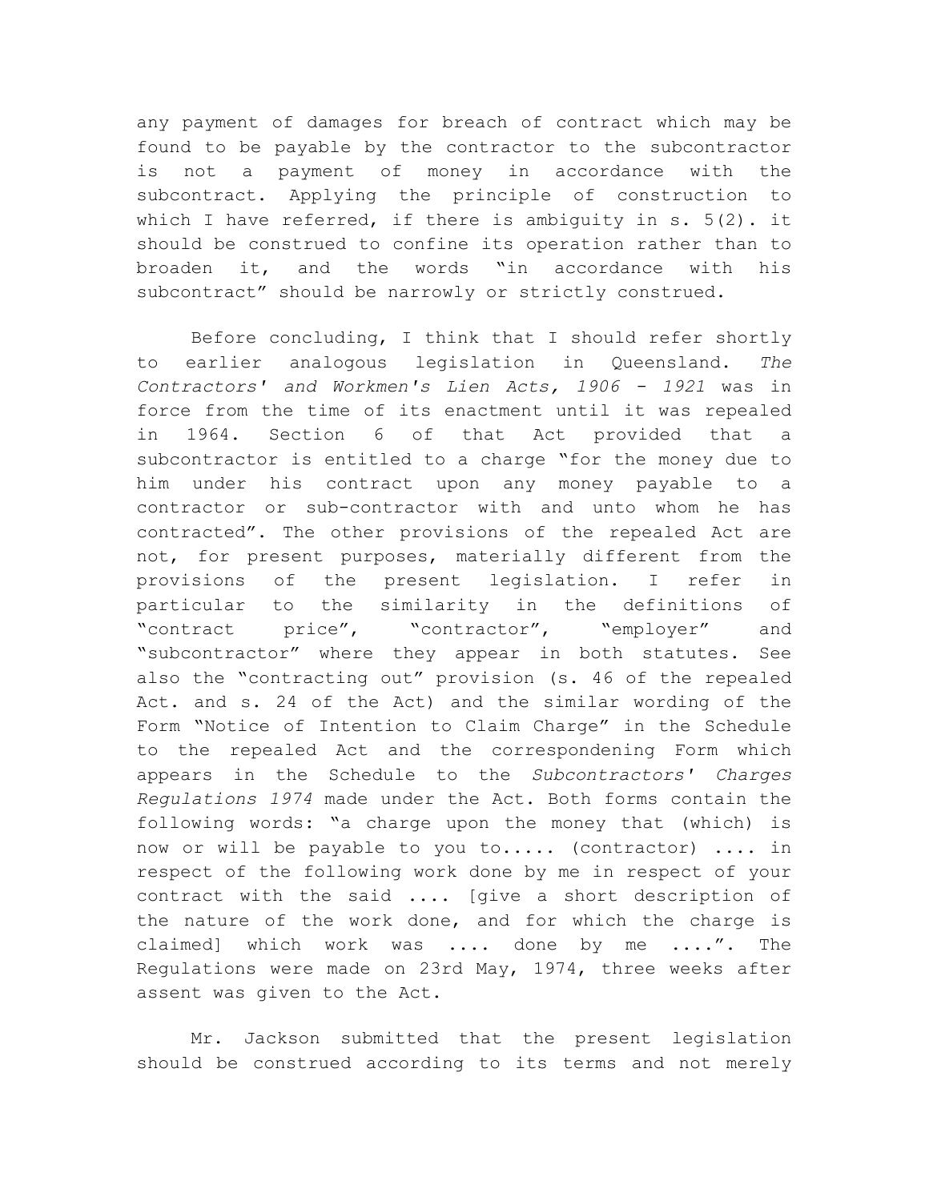any payment of damages for breach of contract which may be found to be payable by the contractor to the subcontractor is not a payment of money in accordance with the subcontract. Applying the principle of construction to which I have referred, if there is ambiguity in s. 5(2). it should be construed to confine its operation rather than to broaden it, and the words "in accordance with his subcontract" should be narrowly or strictly construed.

Before concluding, I think that I should refer shortly to earlier analogous legislation in Queensland. *The Contractors' and Workmen's Lien Acts, 1906 - 1921* was in force from the time of its enactment until it was repealed in 1964. Section 6 of that Act provided that a subcontractor is entitled to a charge "for the money due to him under his contract upon any money payable to a contractor or sub-contractor with and unto whom he has contracted". The other provisions of the repealed Act are not, for present purposes, materially different from the provisions of the present legislation. I refer in particular to the similarity in the definitions of "contract price", "contractor", "employer" and "subcontractor" where they appear in both statutes. See also the "contracting out" provision (s. 46 of the repealed Act. and s. 24 of the Act) and the similar wording of the Form "Notice of Intention to Claim Charge" in the Schedule to the repealed Act and the correspondening Form which appears in the Schedule to the *Subcontractors' Charges Regulations 1974* made under the Act. Both forms contain the following words: "a charge upon the money that (which) is now or will be payable to you to..... (contractor) .... in respect of the following work done by me in respect of your contract with the said .... [give a short description of the nature of the work done, and for which the charge is claimed] which work was .... done by me ....". The Regulations were made on 23rd May, 1974, three weeks after assent was given to the Act.

Mr. Jackson submitted that the present legislation should be construed according to its terms and not merely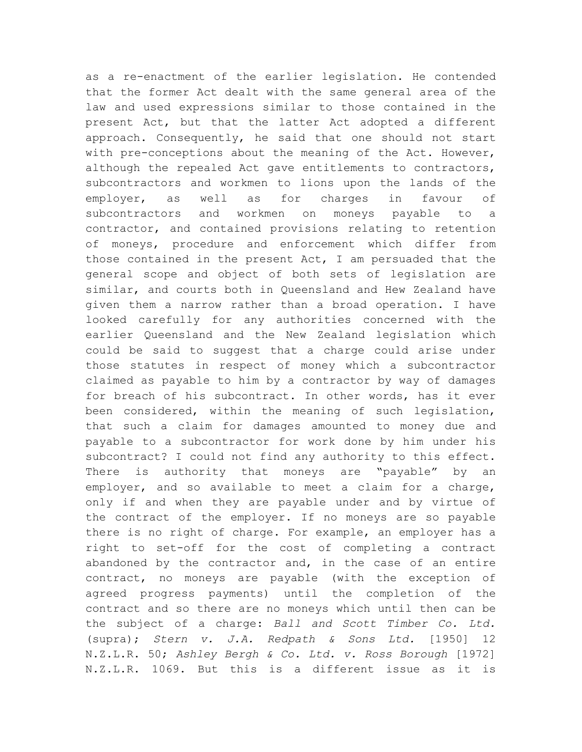as a re-enactment of the earlier legislation. He contended that the former Act dealt with the same general area of the law and used expressions similar to those contained in the present Act, but that the latter Act adopted a different approach. Consequently, he said that one should not start with pre-conceptions about the meaning of the Act. However, although the repealed Act gave entitlements to contractors, subcontractors and workmen to lions upon the lands of the employer, as well as for charges in favour of subcontractors and workmen on moneys payable to a contractor, and contained provisions relating to retention of moneys, procedure and enforcement which differ from those contained in the present Act, I am persuaded that the general scope and object of both sets of legislation are similar, and courts both in Queensland and Hew Zealand have given them a narrow rather than a broad operation. I have looked carefully for any authorities concerned with the earlier Queensland and the New Zealand legislation which could be said to suggest that a charge could arise under those statutes in respect of money which a subcontractor claimed as payable to him by a contractor by way of damages for breach of his subcontract. In other words, has it ever been considered, within the meaning of such legislation, that such a claim for damages amounted to money due and payable to a subcontractor for work done by him under his subcontract? I could not find any authority to this effect. There is authority that moneys are "payable" by an employer, and so available to meet a claim for a charge, only if and when they are payable under and by virtue of the contract of the employer. If no moneys are so payable there is no right of charge. For example, an employer has a right to set-off for the cost of completing a contract abandoned by the contractor and, in the case of an entire contract, no moneys are payable (with the exception of agreed progress payments) until the completion of the contract and so there are no moneys which until then can be the subject of a charge: *Ball and Scott Timber Co. Ltd.* (supra); *Stern v. J.A. Redpath & Sons Ltd.* [1950] 12 N.Z.L.R. 50; *Ashley Bergh & Co. Ltd. v. Ross Borough* [1972] N.Z.L.R. 1069. But this is a different issue as it is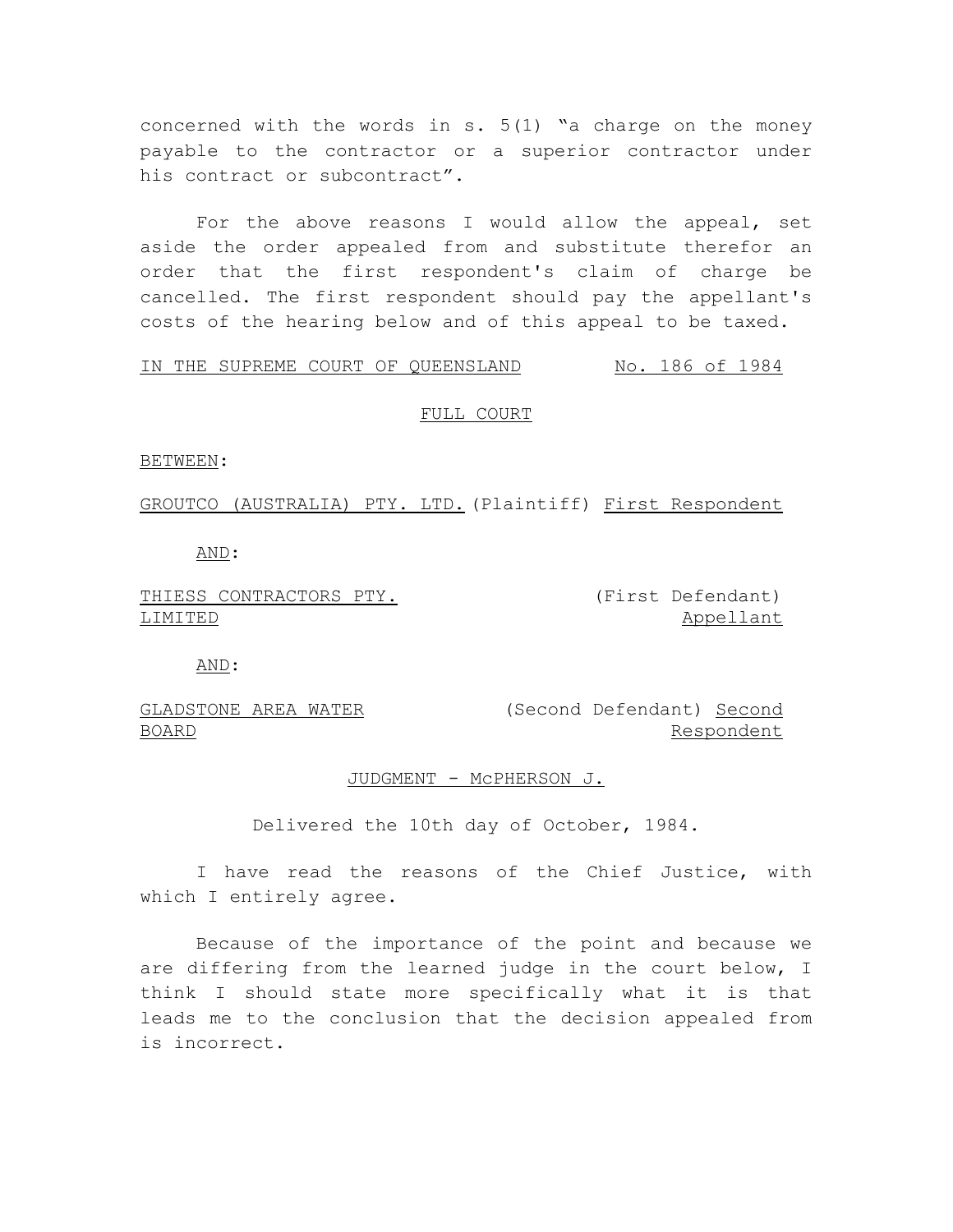concerned with the words in s. 5(1) "a charge on the money payable to the contractor or a superior contractor under his contract or subcontract".

For the above reasons I would allow the appeal, set aside the order appealed from and substitute therefor an order that the first respondent's claim of charge be cancelled. The first respondent should pay the appellant's costs of the hearing below and of this appeal to be taxed.

IN THE SUPREME COURT OF QUEENSLAND No. 186 of 1984

FULL COURT

BETWEEN:

GROUTCO (AUSTRALIA) PTY. LTD. (Plaintiff) First Respondent

AND:

THIESS CONTRACTORS PTY. LIMITED (First Defendant) Appellant

AND:

GLADSTONE AREA WATER BOARD (Second Defendant) Second Respondent

JUDGMENT - McPHERSON J.

Delivered the 10th day of October, 1984.

I have read the reasons of the Chief Justice, with which I entirely agree.

Because of the importance of the point and because we are differing from the learned judge in the court below, I think I should state more specifically what it is that leads me to the conclusion that the decision appealed from is incorrect.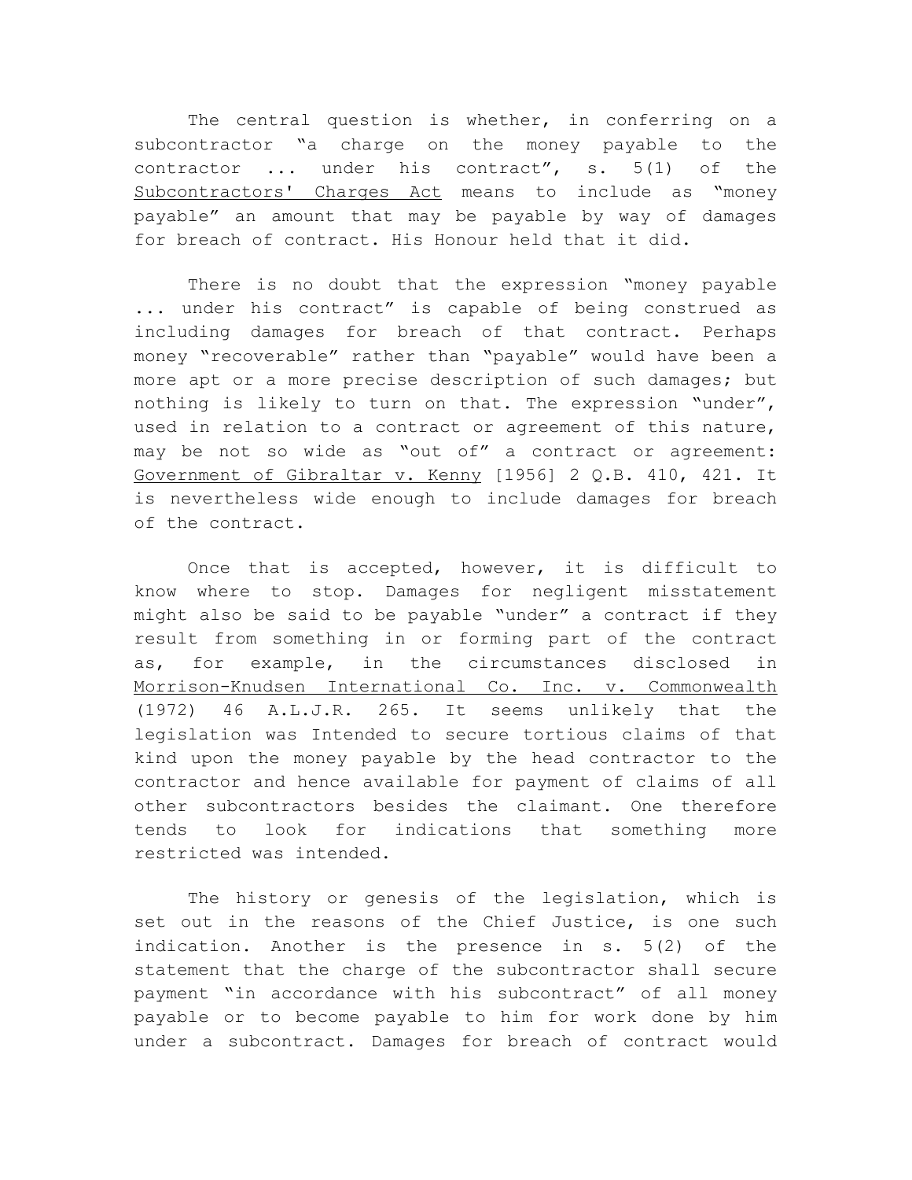The central question is whether, in conferring on a subcontractor "a charge on the money payable to the contractor ... under his contract", s. 5(1) of the Subcontractors' Charges Act means to include as "money payable" an amount that may be payable by way of damages for breach of contract. His Honour held that it did.

There is no doubt that the expression "money payable ... under his contract" is capable of being construed as including damages for breach of that contract. Perhaps money "recoverable" rather than "payable" would have been a more apt or a more precise description of such damages; but nothing is likely to turn on that. The expression "under", used in relation to a contract or agreement of this nature, may be not so wide as "out of" a contract or agreement: Government of Gibraltar v. Kenny [1956] 2 Q.B. 410, 421. It is nevertheless wide enough to include damages for breach of the contract.

Once that is accepted, however, it is difficult to know where to stop. Damages for negligent misstatement might also be said to be payable "under" a contract if they result from something in or forming part of the contract as, for example, in the circumstances disclosed in Morrison-Knudsen International Co. Inc. v. Commonwealth (1972) 46 A.L.J.R. 265. It seems unlikely that the legislation was Intended to secure tortious claims of that kind upon the money payable by the head contractor to the contractor and hence available for payment of claims of all other subcontractors besides the claimant. One therefore tends to look for indications that something more restricted was intended.

The history or genesis of the legislation, which is set out in the reasons of the Chief Justice, is one such indication. Another is the presence in s. 5(2) of the statement that the charge of the subcontractor shall secure payment "in accordance with his subcontract" of all money payable or to become payable to him for work done by him under a subcontract. Damages for breach of contract would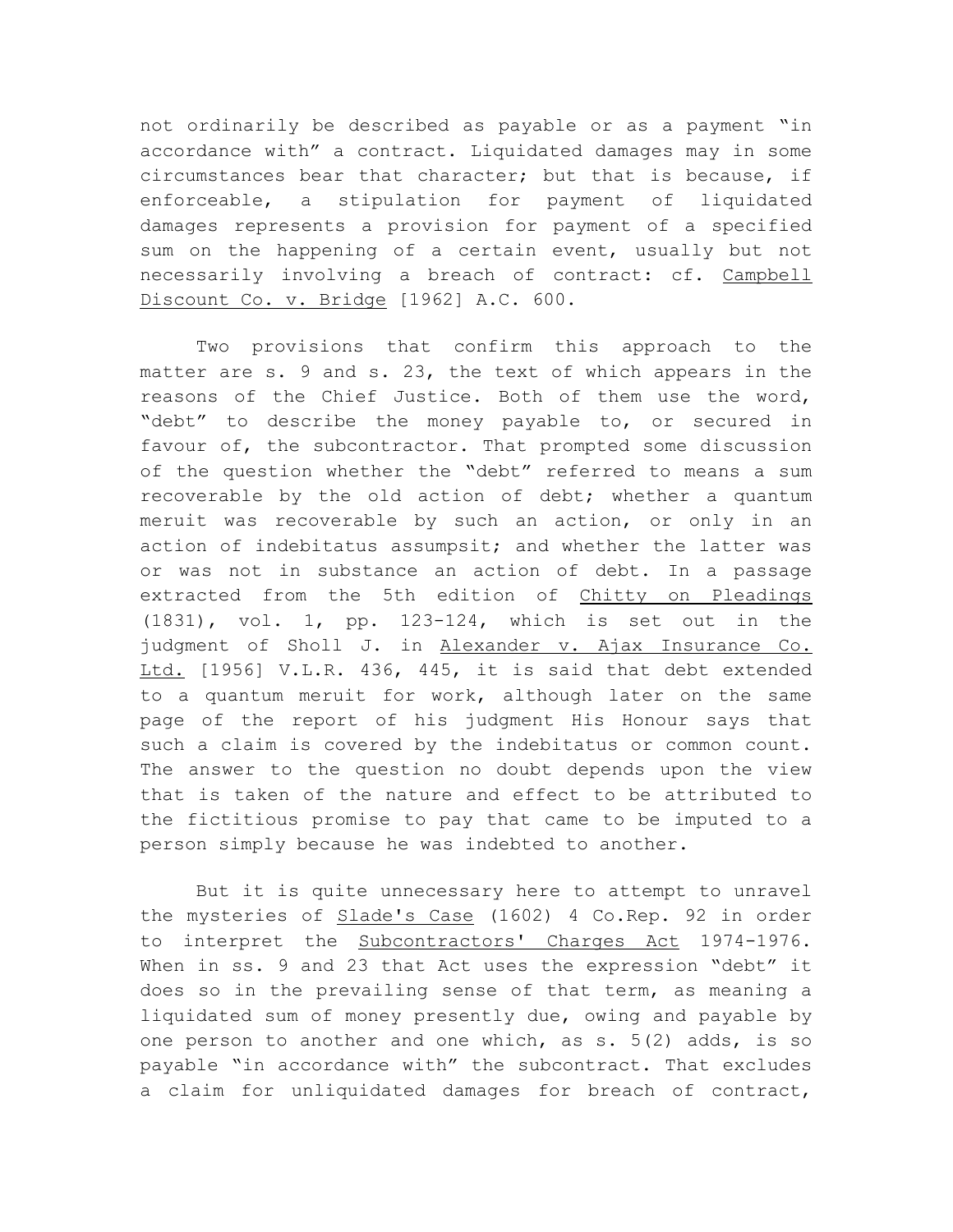not ordinarily be described as payable or as a payment "in accordance with" a contract. Liquidated damages may in some circumstances bear that character; but that is because, if enforceable, a stipulation for payment of liquidated damages represents a provision for payment of a specified sum on the happening of a certain event, usually but not necessarily involving a breach of contract: cf. Campbell Discount Co. v. Bridge [1962] A.C. 600.

Two provisions that confirm this approach to the matter are s. 9 and s. 23, the text of which appears in the reasons of the Chief Justice. Both of them use the word, "debt" to describe the money payable to, or secured in favour of, the subcontractor. That prompted some discussion of the question whether the "debt" referred to means a sum recoverable by the old action of debt; whether a quantum meruit was recoverable by such an action, or only in an action of indebitatus assumpsit; and whether the latter was or was not in substance an action of debt. In a passage extracted from the 5th edition of Chitty on Pleadings (1831), vol. 1, pp. 123-124, which is set out in the judgment of Sholl J. in Alexander v. Ajax Insurance Co. Ltd. [1956] V.L.R. 436, 445, it is said that debt extended to a quantum meruit for work, although later on the same page of the report of his judgment His Honour says that such a claim is covered by the indebitatus or common count. The answer to the question no doubt depends upon the view that is taken of the nature and effect to be attributed to the fictitious promise to pay that came to be imputed to a person simply because he was indebted to another.

But it is quite unnecessary here to attempt to unravel the mysteries of Slade's Case (1602) 4 Co.Rep. 92 in order to interpret the Subcontractors' Charges Act 1974-1976. When in ss. 9 and 23 that Act uses the expression "debt" it does so in the prevailing sense of that term, as meaning a liquidated sum of money presently due, owing and payable by one person to another and one which, as s. 5(2) adds, is so payable "in accordance with" the subcontract. That excludes a claim for unliquidated damages for breach of contract,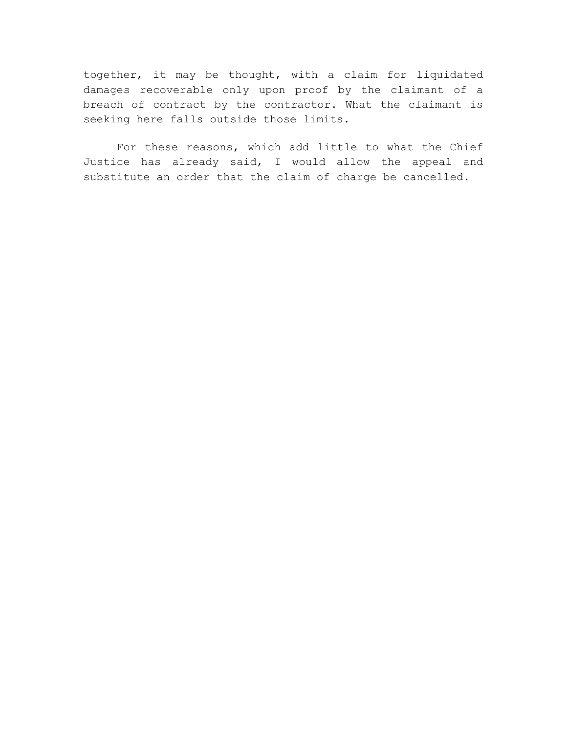together, it may be thought, with a claim for liquidated damages recoverable only upon proof by the claimant of a breach of contract by the contractor. What the claimant is seeking here falls outside those limits.

For these reasons, which add little to what the Chief Justice has already said, I would allow the appeal and substitute an order that the claim of charge be cancelled.